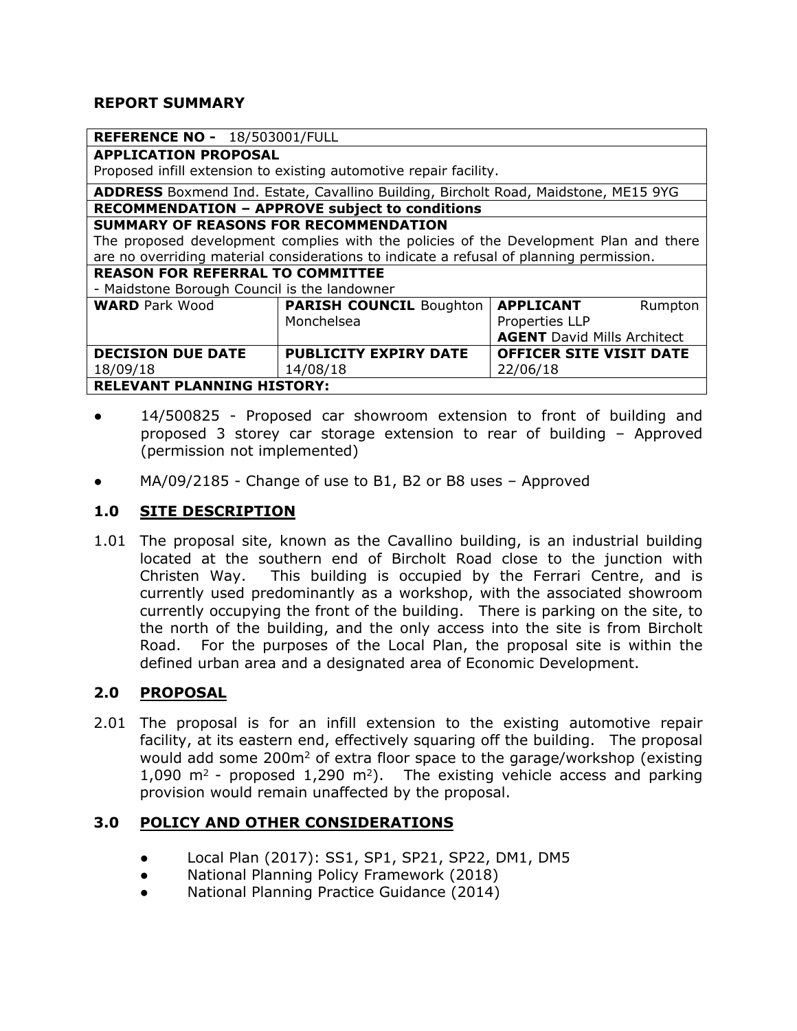## REPORT SUMMARY

| **REFERENCE NO -** 18/503001/FULL | | |
|---|---|---|
| **APPLICATION PROPOSAL**<br>Proposed infill extension to existing automotive repair facility. | | |
| **ADDRESS** Boxmend Ind. Estate, Cavallino Building, Bircholt Road, Maidstone, ME15 9YG | | |
| **RECOMMENDATION – APPROVE subject to conditions** | | |
| **SUMMARY OF REASONS FOR RECOMMENDATION**<br>The proposed development complies with the policies of the Development Plan and there are no overriding material considerations to indicate a refusal of planning permission. | | |
| **REASON FOR REFERRAL TO COMMITTEE**<br>- Maidstone Borough Council is the landowner | | |
| **WARD** Park Wood | **PARISH COUNCIL** Boughton Monchelsea | **APPLICANT** Rumpton Properties LLP<br>**AGENT** David Mills Architect |
| **DECISION DUE DATE**<br>18/09/18 | **PUBLICITY EXPIRY DATE**<br>14/08/18 | **OFFICER SITE VISIT DATE**<br>22/06/18 |
| **RELEVANT PLANNING HISTORY:** | | |

- 14/500825 - Proposed car showroom extension to front of building and proposed 3 storey car storage extension to rear of building – Approved (permission not implemented)
- MA/09/2185 - Change of use to B1, B2 or B8 uses – Approved

## 1.0 SITE DESCRIPTION

1.01 The proposal site, known as the Cavallino building, is an industrial building located at the southern end of Bircholt Road close to the junction with Christen Way. This building is occupied by the Ferrari Centre, and is currently used predominantly as a workshop, with the associated showroom currently occupying the front of the building. There is parking on the site, to the north of the building, and the only access into the site is from Bircholt Road. For the purposes of the Local Plan, the proposal site is within the defined urban area and a designated area of Economic Development.

## 2.0 PROPOSAL

2.01 The proposal is for an infill extension to the existing automotive repair facility, at its eastern end, effectively squaring off the building. The proposal would add some 200m$^2$ of extra floor space to the garage/workshop (existing 1,090 m$^2$ - proposed 1,290 m$^2$). The existing vehicle access and parking provision would remain unaffected by the proposal.

## 3.0 POLICY AND OTHER CONSIDERATIONS

- Local Plan (2017): SS1, SP1, SP21, SP22, DM1, DM5
- National Planning Policy Framework (2018)
- National Planning Practice Guidance (2014)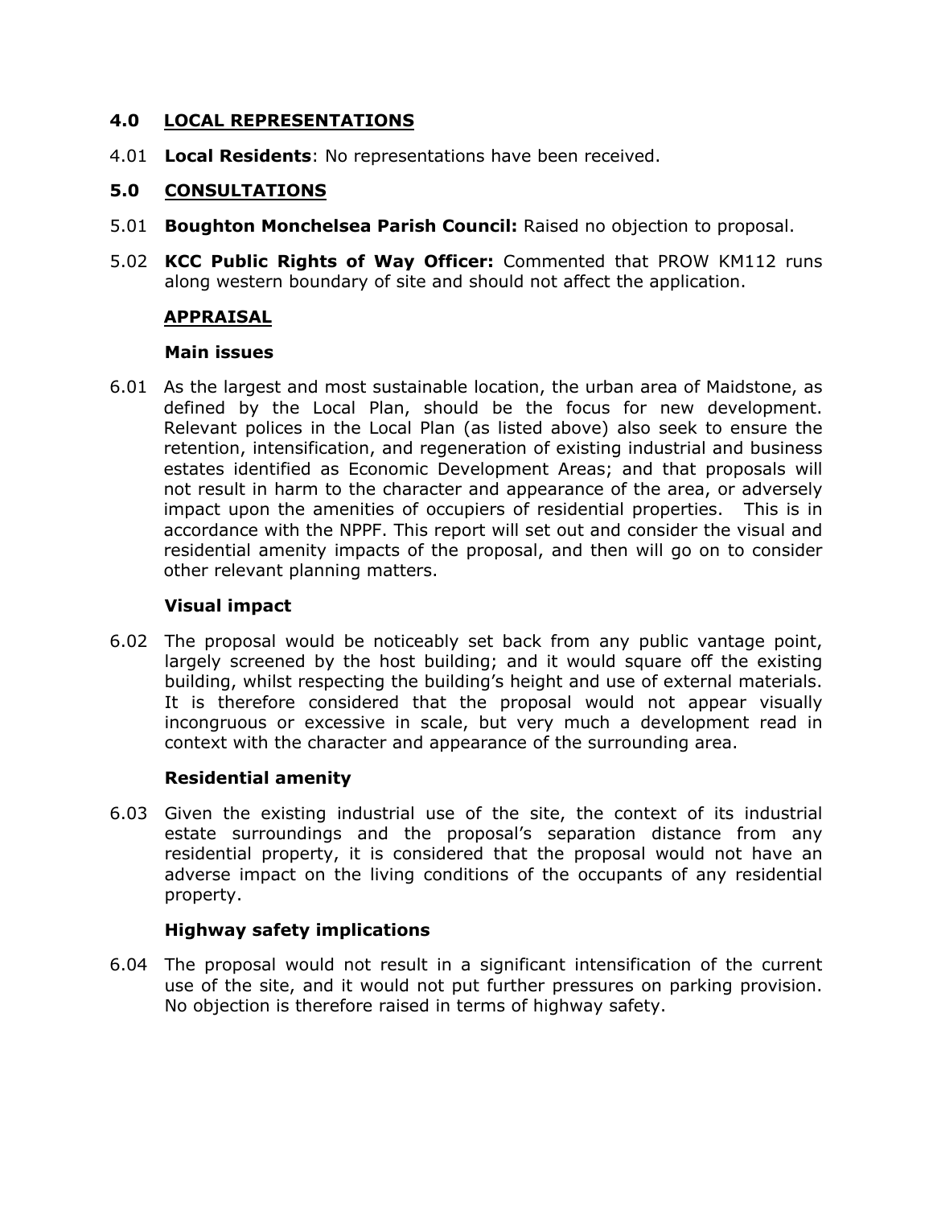## 4.0 LOCAL REPRESENTATIONS

4.01 **Local Residents**: No representations have been received.

## 5.0 CONSULTATIONS

5.01 **Boughton Monchelsea Parish Council:** Raised no objection to proposal.

5.02 **KCC Public Rights of Way Officer:** Commented that PROW KM112 runs along western boundary of site and should not affect the application.

## APPRAISAL

### Main issues

6.01 As the largest and most sustainable location, the urban area of Maidstone, as defined by the Local Plan, should be the focus for new development. Relevant polices in the Local Plan (as listed above) also seek to ensure the retention, intensification, and regeneration of existing industrial and business estates identified as Economic Development Areas; and that proposals will not result in harm to the character and appearance of the area, or adversely impact upon the amenities of occupiers of residential properties. This is in accordance with the NPPF. This report will set out and consider the visual and residential amenity impacts of the proposal, and then will go on to consider other relevant planning matters.

### Visual impact

6.02 The proposal would be noticeably set back from any public vantage point, largely screened by the host building; and it would square off the existing building, whilst respecting the building's height and use of external materials. It is therefore considered that the proposal would not appear visually incongruous or excessive in scale, but very much a development read in context with the character and appearance of the surrounding area.

### Residential amenity

6.03 Given the existing industrial use of the site, the context of its industrial estate surroundings and the proposal's separation distance from any residential property, it is considered that the proposal would not have an adverse impact on the living conditions of the occupants of any residential property.

### Highway safety implications

6.04 The proposal would not result in a significant intensification of the current use of the site, and it would not put further pressures on parking provision. No objection is therefore raised in terms of highway safety.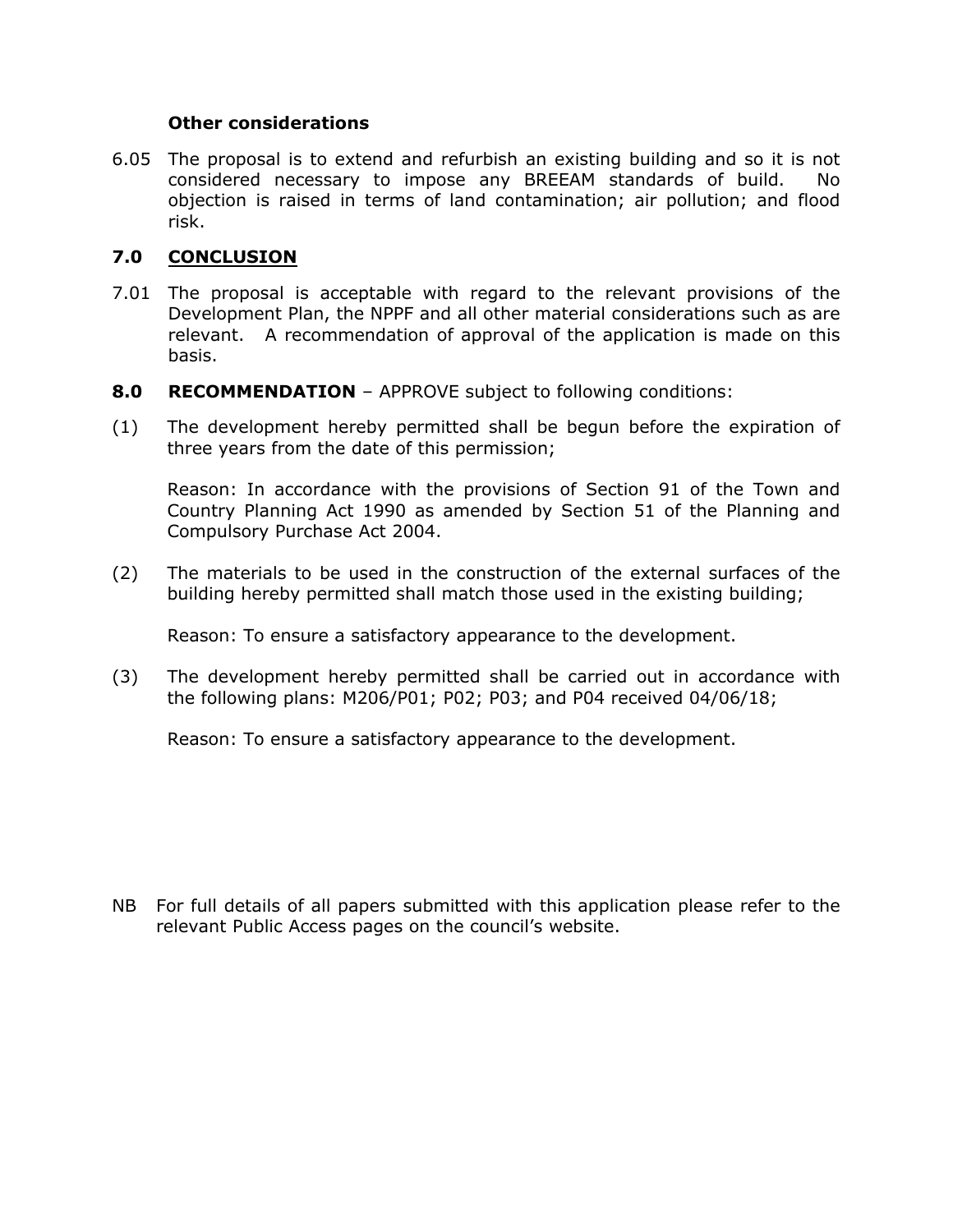**Other considerations**

6.05 The proposal is to extend and refurbish an existing building and so it is not considered necessary to impose any BREEAM standards of build. No objection is raised in terms of land contamination; air pollution; and flood risk.

## 7.0 CONCLUSION

7.01 The proposal is acceptable with regard to the relevant provisions of the Development Plan, the NPPF and all other material considerations such as are relevant. A recommendation of approval of the application is made on this basis.

**8.0 RECOMMENDATION** – APPROVE subject to following conditions:

(1) The development hereby permitted shall be begun before the expiration of three years from the date of this permission;

Reason: In accordance with the provisions of Section 91 of the Town and Country Planning Act 1990 as amended by Section 51 of the Planning and Compulsory Purchase Act 2004.

(2) The materials to be used in the construction of the external surfaces of the building hereby permitted shall match those used in the existing building;

Reason: To ensure a satisfactory appearance to the development.

(3) The development hereby permitted shall be carried out in accordance with the following plans: M206/P01; P02; P03; and P04 received 04/06/18;

Reason: To ensure a satisfactory appearance to the development.

NB For full details of all papers submitted with this application please refer to the relevant Public Access pages on the council's website.